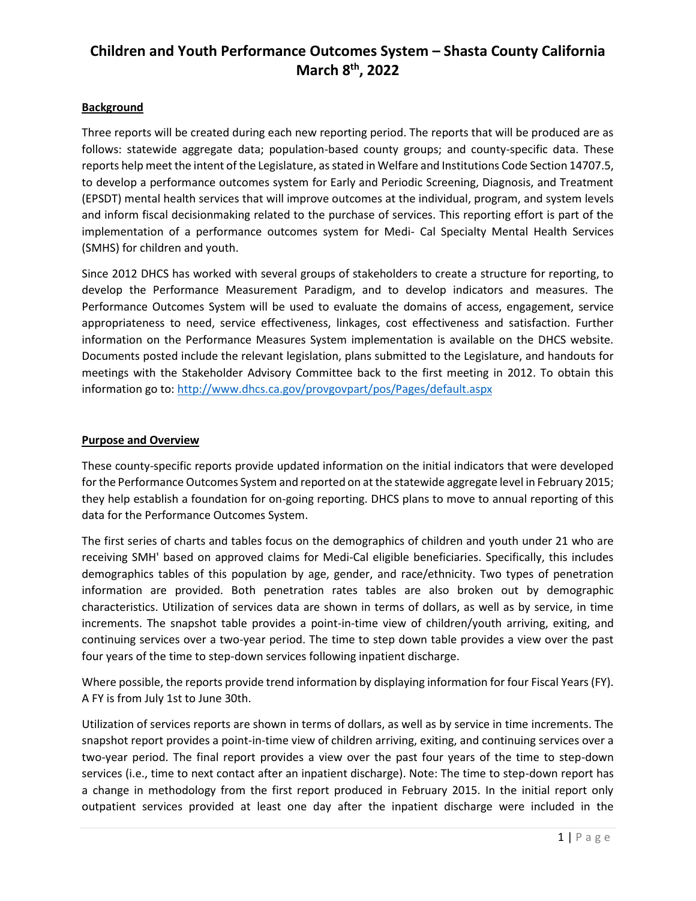# Children and Youth Performance Outcomes System – Shasta County California March 8th, 2022

**Background**

Three reports will be created during each new reporting period. The reports that will be produced are as follows: statewide aggregate data; population-based county groups; and county-specific data. These reports help meet the intent of the Legislature, as stated in Welfare and Institutions Code Section 14707.5, to develop a performance outcomes system for Early and Periodic Screening, Diagnosis, and Treatment (EPSDT) mental health services that will improve outcomes at the individual, program, and system levels and inform fiscal decisionmaking related to the purchase of services. This reporting effort is part of the implementation of a performance outcomes system for Medi- Cal Specialty Mental Health Services (SMHS) for children and youth.

Since 2012 DHCS has worked with several groups of stakeholders to create a structure for reporting, to develop the Performance Measurement Paradigm, and to develop indicators and measures. The Performance Outcomes System will be used to evaluate the domains of access, engagement, service appropriateness to need, service effectiveness, linkages, cost effectiveness and satisfaction. Further information on the Performance Measures System implementation is available on the DHCS website. Documents posted include the relevant legislation, plans submitted to the Legislature, and handouts for meetings with the Stakeholder Advisory Committee back to the first meeting in 2012. To obtain this information go to: http://www.dhcs.ca.gov/provgovpart/pos/Pages/default.aspx

**Purpose and Overview**

These county-specific reports provide updated information on the initial indicators that were developed for the Performance Outcomes System and reported on at the statewide aggregate level in February 2015; they help establish a foundation for on-going reporting. DHCS plans to move to annual reporting of this data for the Performance Outcomes System.

The first series of charts and tables focus on the demographics of children and youth under 21 who are receiving SMH' based on approved claims for Medi-Cal eligible beneficiaries. Specifically, this includes demographics tables of this population by age, gender, and race/ethnicity. Two types of penetration information are provided. Both penetration rates tables are also broken out by demographic characteristics. Utilization of services data are shown in terms of dollars, as well as by service, in time increments. The snapshot table provides a point-in-time view of children/youth arriving, exiting, and continuing services over a two-year period. The time to step down table provides a view over the past four years of the time to step-down services following inpatient discharge.

Where possible, the reports provide trend information by displaying information for four Fiscal Years (FY). A FY is from July 1st to June 30th.

Utilization of services reports are shown in terms of dollars, as well as by service in time increments. The snapshot report provides a point-in-time view of children arriving, exiting, and continuing services over a two-year period. The final report provides a view over the past four years of the time to step-down services (i.e., time to next contact after an inpatient discharge). Note: The time to step-down report has a change in methodology from the first report produced in February 2015. In the initial report only outpatient services provided at least one day after the inpatient discharge were included in the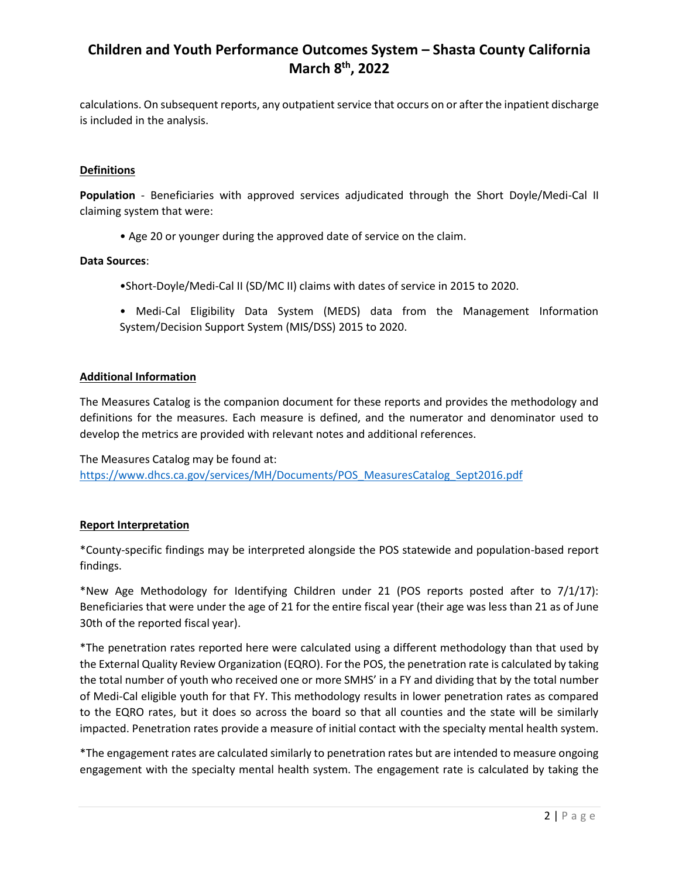calculations. On subsequent reports, any outpatient service that occurs on or after the inpatient discharge is included in the analysis.

## Definitions

**Population** - Beneficiaries with approved services adjudicated through the Short Doyle/Medi-Cal II claiming system that were:

- Age 20 or younger during the approved date of service on the claim.

**Data Sources**:

- Short-Doyle/Medi-Cal II (SD/MC II) claims with dates of service in 2015 to 2020.
- Medi-Cal Eligibility Data System (MEDS) data from the Management Information System/Decision Support System (MIS/DSS) 2015 to 2020.

## Additional Information

The Measures Catalog is the companion document for these reports and provides the methodology and definitions for the measures. Each measure is defined, and the numerator and denominator used to develop the metrics are provided with relevant notes and additional references.

The Measures Catalog may be found at:
https://www.dhcs.ca.gov/services/MH/Documents/POS_MeasuresCatalog_Sept2016.pdf

## Report Interpretation

*County-specific findings may be interpreted alongside the POS statewide and population-based report findings.

*New Age Methodology for Identifying Children under 21 (POS reports posted after to 7/1/17): Beneficiaries that were under the age of 21 for the entire fiscal year (their age was less than 21 as of June 30th of the reported fiscal year).

*The penetration rates reported here were calculated using a different methodology than that used by the External Quality Review Organization (EQRO). For the POS, the penetration rate is calculated by taking the total number of youth who received one or more SMHS' in a FY and dividing that by the total number of Medi-Cal eligible youth for that FY. This methodology results in lower penetration rates as compared to the EQRO rates, but it does so across the board so that all counties and the state will be similarly impacted. Penetration rates provide a measure of initial contact with the specialty mental health system.

*The engagement rates are calculated similarly to penetration rates but are intended to measure ongoing engagement with the specialty mental health system. The engagement rate is calculated by taking the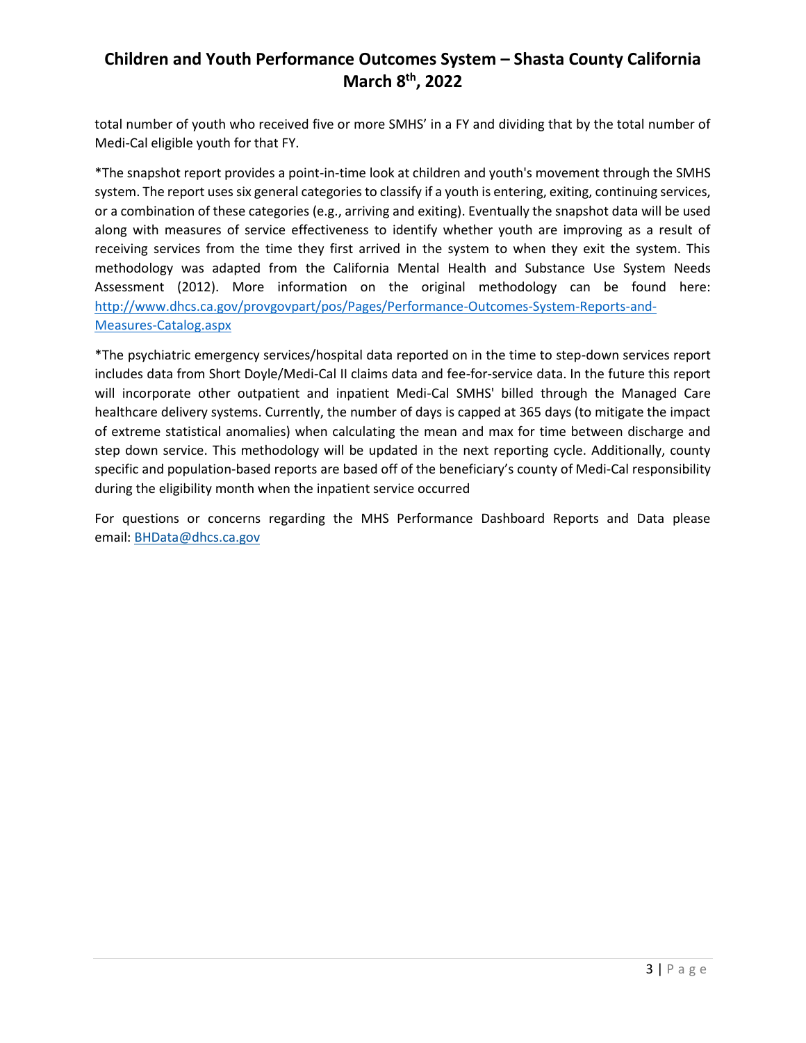total number of youth who received five or more SMHS' in a FY and dividing that by the total number of Medi-Cal eligible youth for that FY.

*The snapshot report provides a point-in-time look at children and youth's movement through the SMHS system. The report uses six general categories to classify if a youth is entering, exiting, continuing services, or a combination of these categories (e.g., arriving and exiting). Eventually the snapshot data will be used along with measures of service effectiveness to identify whether youth are improving as a result of receiving services from the time they first arrived in the system to when they exit the system. This methodology was adapted from the California Mental Health and Substance Use System Needs Assessment (2012). More information on the original methodology can be found here: [http://www.dhcs.ca.gov/provgovpart/pos/Pages/Performance-Outcomes-System-Reports-and-Measures-Catalog.aspx](http://www.dhcs.ca.gov/provgovpart/pos/Pages/Performance-Outcomes-System-Reports-and-Measures-Catalog.aspx)

*The psychiatric emergency services/hospital data reported on in the time to step-down services report includes data from Short Doyle/Medi-Cal II claims data and fee-for-service data. In the future this report will incorporate other outpatient and inpatient Medi-Cal SMHS' billed through the Managed Care healthcare delivery systems. Currently, the number of days is capped at 365 days (to mitigate the impact of extreme statistical anomalies) when calculating the mean and max for time between discharge and step down service. This methodology will be updated in the next reporting cycle. Additionally, county specific and population-based reports are based off of the beneficiary's county of Medi-Cal responsibility during the eligibility month when the inpatient service occurred

For questions or concerns regarding the MHS Performance Dashboard Reports and Data please email: [BHData@dhcs.ca.gov](mailto:BHData@dhcs.ca.gov)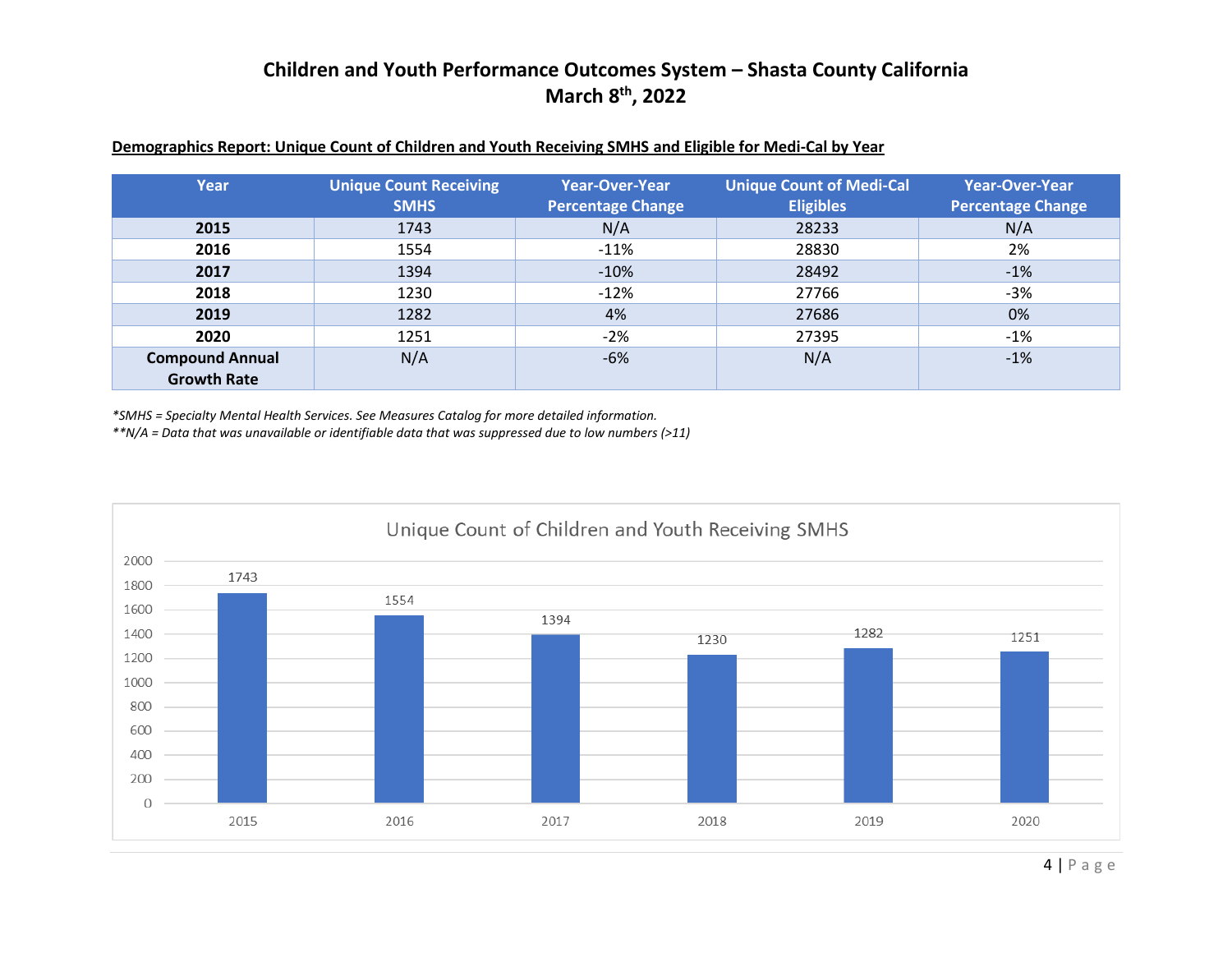# Children and Youth Performance Outcomes System – Shasta County California
## March 8th, 2022

**Demographics Report: Unique Count of Children and Youth Receiving SMHS and Eligible for Medi-Cal by Year**

| Year | Unique Count Receiving SMHS | Year-Over-Year Percentage Change | Unique Count of Medi-Cal Eligibles | Year-Over-Year Percentage Change |
|---|---|---|---|---|
| **2015** | 1743 | N/A | 28233 | N/A |
| **2016** | 1554 | -11% | 28830 | 2% |
| **2017** | 1394 | -10% | 28492 | -1% |
| **2018** | 1230 | -12% | 27766 | -3% |
| **2019** | 1282 | 4% | 27686 | 0% |
| **2020** | 1251 | -2% | 27395 | -1% |
| **Compound Annual Growth Rate** | N/A | -6% | N/A | -1% |

*\*SMHS = Specialty Mental Health Services. See Measures Catalog for more detailed information.*

*\*\*N/A = Data that was unavailable or identifiable data that was suppressed due to low numbers (>11)*

Unique Count of Children and Youth Receiving SMHS

| Year | Count |
|---|---|
| 2015 | 1743 |
| 2016 | 1554 |
| 2017 | 1394 |
| 2018 | 1230 |
| 2019 | 1282 |
| 2020 | 1251 |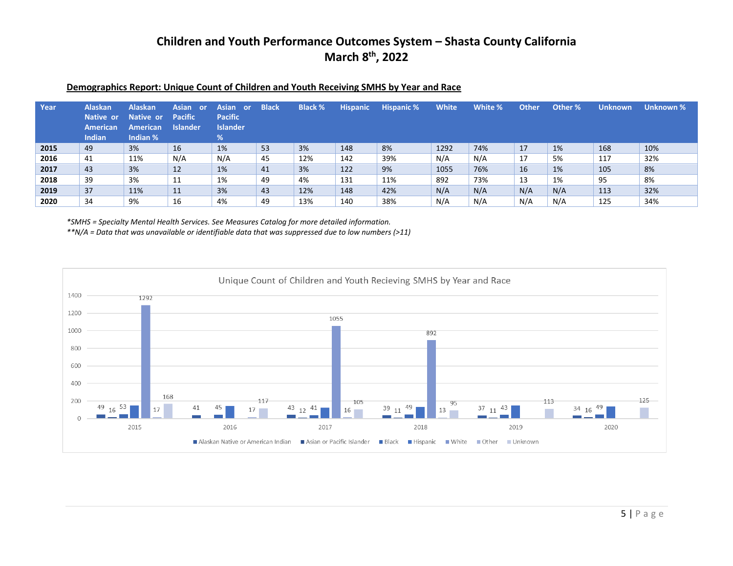# Children and Youth Performance Outcomes System – Shasta County California
## March 8th, 2022

**Demographics Report: Unique Count of Children and Youth Receiving SMHS by Year and Race**

| Year | Alaskan Native or American Indian | Alaskan Native or American Indian % | Asian or Pacific Islander | Asian or Pacific Islander % | Black | Black % | Hispanic | Hispanic % | White | White % | Other | Other % | Unknown | Unknown % |
|---|---|---|---|---|---|---|---|---|---|---|---|---|---|---|
| **2015** | 49 | 3% | 16 | 1% | 53 | 3% | 148 | 8% | 1292 | 74% | 17 | 1% | 168 | 10% |
| **2016** | 41 | 11% | N/A | N/A | 45 | 12% | 142 | 39% | N/A | N/A | 17 | 5% | 117 | 32% |
| **2017** | 43 | 3% | 12 | 1% | 41 | 3% | 122 | 9% | 1055 | 76% | 16 | 1% | 105 | 8% |
| **2018** | 39 | 3% | 11 | 1% | 49 | 4% | 131 | 11% | 892 | 73% | 13 | 1% | 95 | 8% |
| **2019** | 37 | 11% | 11 | 3% | 43 | 12% | 148 | 42% | N/A | N/A | N/A | N/A | 113 | 32% |
| **2020** | 34 | 9% | 16 | 4% | 49 | 13% | 140 | 38% | N/A | N/A | N/A | N/A | 125 | 34% |

*\*SMHS = Specialty Mental Health Services. See Measures Catalog for more detailed information.*
*\*\*N/A = Data that was unavailable or identifiable data that was suppressed due to low numbers (>11)*

Unique Count of Children and Youth Recieving SMHS by Year and Race

| Year | Alaskan Native or American Indian | Asian or Pacific Islander | Black | Hispanic | White | Other | Unknown |
|---|---|---|---|---|---|---|---|
| 2015 | 49 | 16 | 53 | | 1292 | 17 | 168 |
| 2016 | 41 | | 45 | | | 17 | 117 |
| 2017 | 43 | 12 | 41 | | 1055 | 16 | 105 |
| 2018 | 39 | 11 | 49 | | 892 | 13 | 95 |
| 2019 | 37 | 11 | 43 | | | | 113 |
| 2020 | 34 | 16 | 49 | | | | 125 |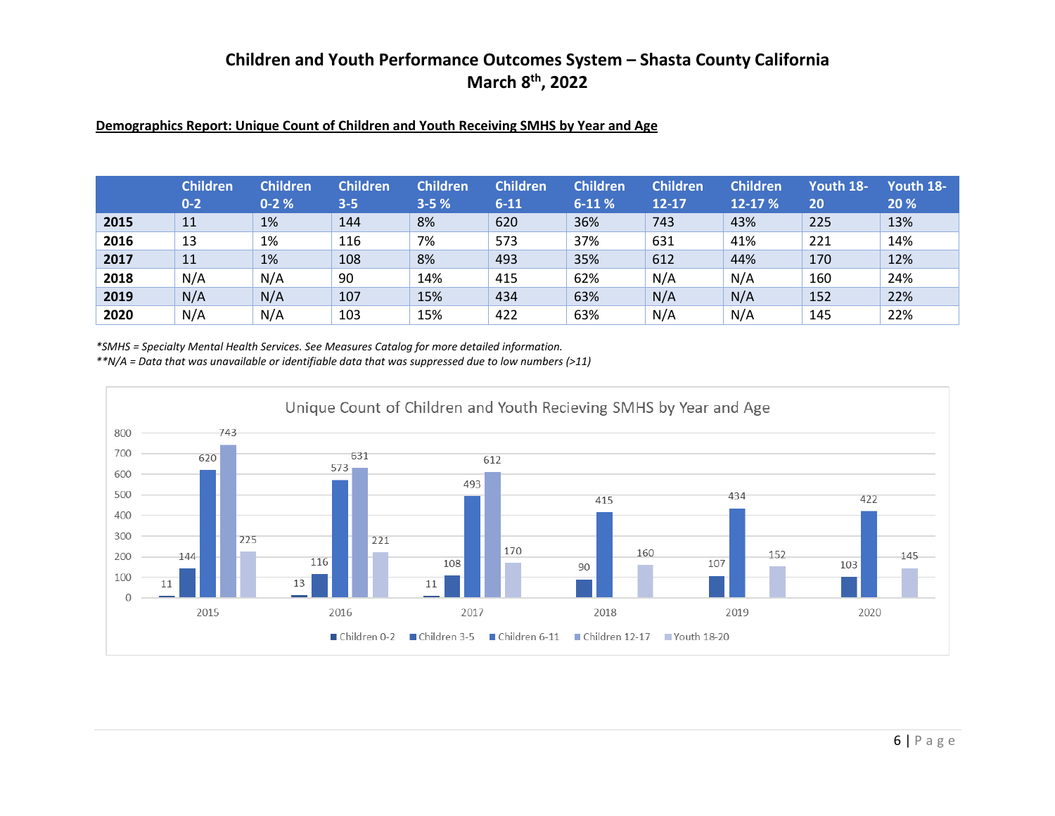# Children and Youth Performance Outcomes System – Shasta County California
## March 8th, 2022

**Demographics Report: Unique Count of Children and Youth Receiving SMHS by Year and Age**

| | Children 0-2 | Children 0-2 % | Children 3-5 | Children 3-5 % | Children 6-11 | Children 6-11 % | Children 12-17 | Children 12-17 % | Youth 18-20 | Youth 18-20 % |
|---|---|---|---|---|---|---|---|---|---|---|
| **2015** | 11 | 1% | 144 | 8% | 620 | 36% | 743 | 43% | 225 | 13% |
| **2016** | 13 | 1% | 116 | 7% | 573 | 37% | 631 | 41% | 221 | 14% |
| **2017** | 11 | 1% | 108 | 8% | 493 | 35% | 612 | 44% | 170 | 12% |
| **2018** | N/A | N/A | 90 | 14% | 415 | 62% | N/A | N/A | 160 | 24% |
| **2019** | N/A | N/A | 107 | 15% | 434 | 63% | N/A | N/A | 152 | 22% |
| **2020** | N/A | N/A | 103 | 15% | 422 | 63% | N/A | N/A | 145 | 22% |

*\*SMHS = Specialty Mental Health Services. See Measures Catalog for more detailed information.*
*\*\*N/A = Data that was unavailable or identifiable data that was suppressed due to low numbers (>11)*

Unique Count of Children and Youth Recieving SMHS by Year and Age

| Year | Children 0-2 | Children 3-5 | Children 6-11 | Children 12-17 | Youth 18-20 |
|---|---|---|---|---|---|
| 2015 | 11 | 144 | 620 | 743 | 225 |
| 2016 | 13 | 116 | 573 | 631 | 221 |
| 2017 | 11 | 108 | 493 | 612 | 170 |
| 2018 | | 90 | 415 | | 160 |
| 2019 | | 107 | 434 | | 152 |
| 2020 | | 103 | 422 | | 145 |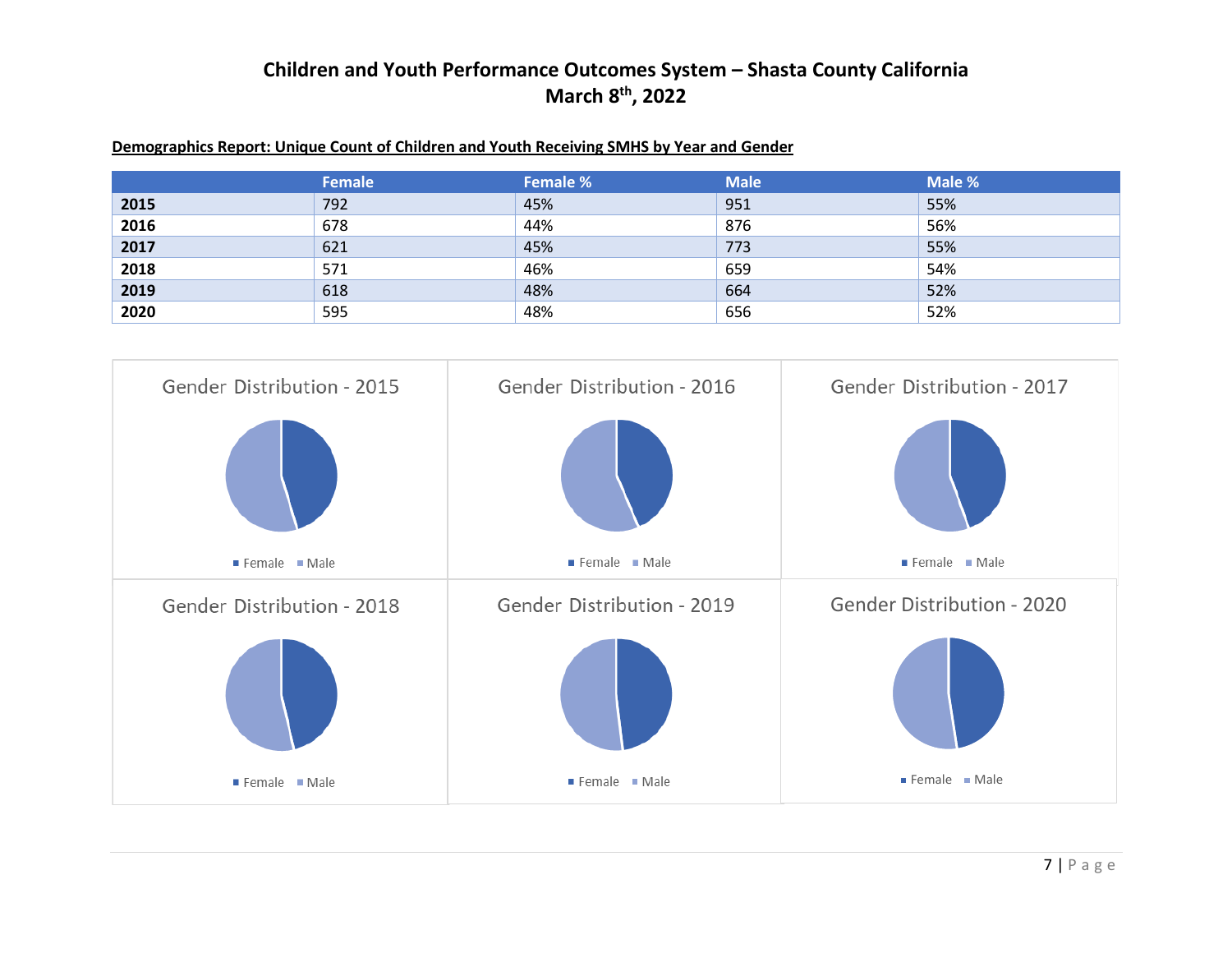# Children and Youth Performance Outcomes System – Shasta County California
## March 8th, 2022

**Demographics Report: Unique Count of Children and Youth Receiving SMHS by Year and Gender**

| | Female | Female % | Male | Male % |
|---|---|---|---|---|
| **2015** | 792 | 45% | 951 | 55% |
| **2016** | 678 | 44% | 876 | 56% |
| **2017** | 621 | 45% | 773 | 55% |
| **2018** | 571 | 46% | 659 | 54% |
| **2019** | 618 | 48% | 664 | 52% |
| **2020** | 595 | 48% | 656 | 52% |

Gender Distribution - 2015

■ Female ■ Male

Gender Distribution - 2016

■ Female ■ Male

Gender Distribution - 2017

■ Female ■ Male

Gender Distribution - 2018

■ Female ■ Male

Gender Distribution - 2019

■ Female ■ Male

Gender Distribution - 2020

■ Female ■ Male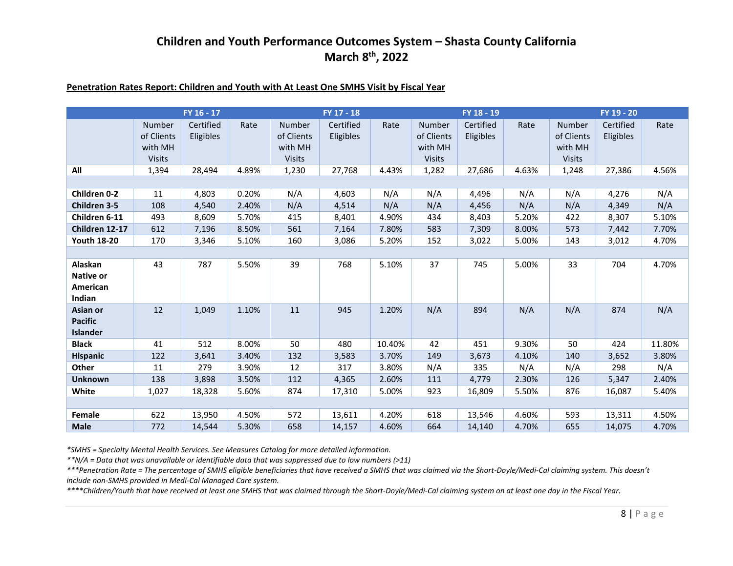# Children and Youth Performance Outcomes System – Shasta County California
## March 8th, 2022

**Penetration Rates Report: Children and Youth with At Least One SMHS Visit by Fiscal Year**

| | FY 16 - 17 | | | FY 17 - 18 | | | FY 18 - 19 | | | FY 19 - 20 | | |
|---|---|---|---|---|---|---|---|---|---|---|---|---|
| | Number of Clients with MH Visits | Certified Eligibles | Rate | Number of Clients with MH Visits | Certified Eligibles | Rate | Number of Clients with MH Visits | Certified Eligibles | Rate | Number of Clients with MH Visits | Certified Eligibles | Rate |
| **All** | 1,394 | 28,494 | 4.89% | 1,230 | 27,768 | 4.43% | 1,282 | 27,686 | 4.63% | 1,248 | 27,386 | 4.56% |
| | | | | | | | | | | | | |
| **Children 0-2** | 11 | 4,803 | 0.20% | N/A | 4,603 | N/A | N/A | 4,496 | N/A | N/A | 4,276 | N/A |
| **Children 3-5** | 108 | 4,540 | 2.40% | N/A | 4,514 | N/A | N/A | 4,456 | N/A | N/A | 4,349 | N/A |
| **Children 6-11** | 493 | 8,609 | 5.70% | 415 | 8,401 | 4.90% | 434 | 8,403 | 5.20% | 422 | 8,307 | 5.10% |
| **Children 12-17** | 612 | 7,196 | 8.50% | 561 | 7,164 | 7.80% | 583 | 7,309 | 8.00% | 573 | 7,442 | 7.70% |
| **Youth 18-20** | 170 | 3,346 | 5.10% | 160 | 3,086 | 5.20% | 152 | 3,022 | 5.00% | 143 | 3,012 | 4.70% |
| | | | | | | | | | | | | |
| **Alaskan Native or American Indian** | 43 | 787 | 5.50% | 39 | 768 | 5.10% | 37 | 745 | 5.00% | 33 | 704 | 4.70% |
| **Asian or Pacific Islander** | 12 | 1,049 | 1.10% | 11 | 945 | 1.20% | N/A | 894 | N/A | N/A | 874 | N/A |
| **Black** | 41 | 512 | 8.00% | 50 | 480 | 10.40% | 42 | 451 | 9.30% | 50 | 424 | 11.80% |
| **Hispanic** | 122 | 3,641 | 3.40% | 132 | 3,583 | 3.70% | 149 | 3,673 | 4.10% | 140 | 3,652 | 3.80% |
| **Other** | 11 | 279 | 3.90% | 12 | 317 | 3.80% | N/A | 335 | N/A | N/A | 298 | N/A |
| **Unknown** | 138 | 3,898 | 3.50% | 112 | 4,365 | 2.60% | 111 | 4,779 | 2.30% | 126 | 5,347 | 2.40% |
| **White** | 1,027 | 18,328 | 5.60% | 874 | 17,310 | 5.00% | 923 | 16,809 | 5.50% | 876 | 16,087 | 5.40% |
| | | | | | | | | | | | | |
| **Female** | 622 | 13,950 | 4.50% | 572 | 13,611 | 4.20% | 618 | 13,546 | 4.60% | 593 | 13,311 | 4.50% |
| **Male** | 772 | 14,544 | 5.30% | 658 | 14,157 | 4.60% | 664 | 14,140 | 4.70% | 655 | 14,075 | 4.70% |

*\*SMHS = Specialty Mental Health Services. See Measures Catalog for more detailed information.*

*\*\*N/A = Data that was unavailable or identifiable data that was suppressed due to low numbers (>11)*

*\*\*\*Penetration Rate = The percentage of SMHS eligible beneficiaries that have received a SMHS that was claimed via the Short-Doyle/Medi-Cal claiming system. This doesn't include non-SMHS provided in Medi-Cal Managed Care system.*

*\*\*\*\*Children/Youth that have received at least one SMHS that was claimed through the Short-Doyle/Medi-Cal claiming system on at least one day in the Fiscal Year.*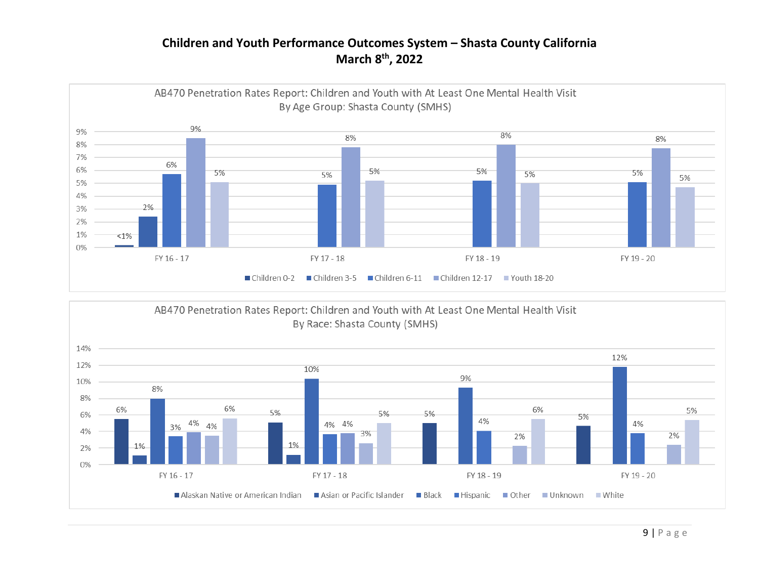# Children and Youth Performance Outcomes System – Shasta County California
## March 8th, 2022

**AB470 Penetration Rates Report: Children and Youth with At Least One Mental Health Visit By Age Group: Shasta County (SMHS)**

| | Children 0-2 | Children 3-5 | Children 6-11 | Children 12-17 | Youth 18-20 |
|---|---|---|---|---|---|
| FY 16 - 17 | <1% | 2% | 6% | 9% | 5% |
| FY 17 - 18 | | | 5% | 8% | 5% |
| FY 18 - 19 | | | 5% | 8% | 5% |
| FY 19 - 20 | | | 5% | 8% | 5% |

**AB470 Penetration Rates Report: Children and Youth with At Least One Mental Health Visit By Race: Shasta County (SMHS)**

| | Alaskan Native or American Indian | Asian or Pacific Islander | Black | Hispanic | Other | Unknown | White |
|---|---|---|---|---|---|---|---|
| FY 16 - 17 | 6% | 1% | 8% | 3% | 4% | 4% | 6% |
| FY 17 - 18 | 5% | 1% | 10% | 4% | 4% | 3% | 5% |
| FY 18 - 19 | 5% | | 9% | 4% | | 2% | 6% |
| FY 19 - 20 | 5% | | 12% | 4% | | 2% | 5% |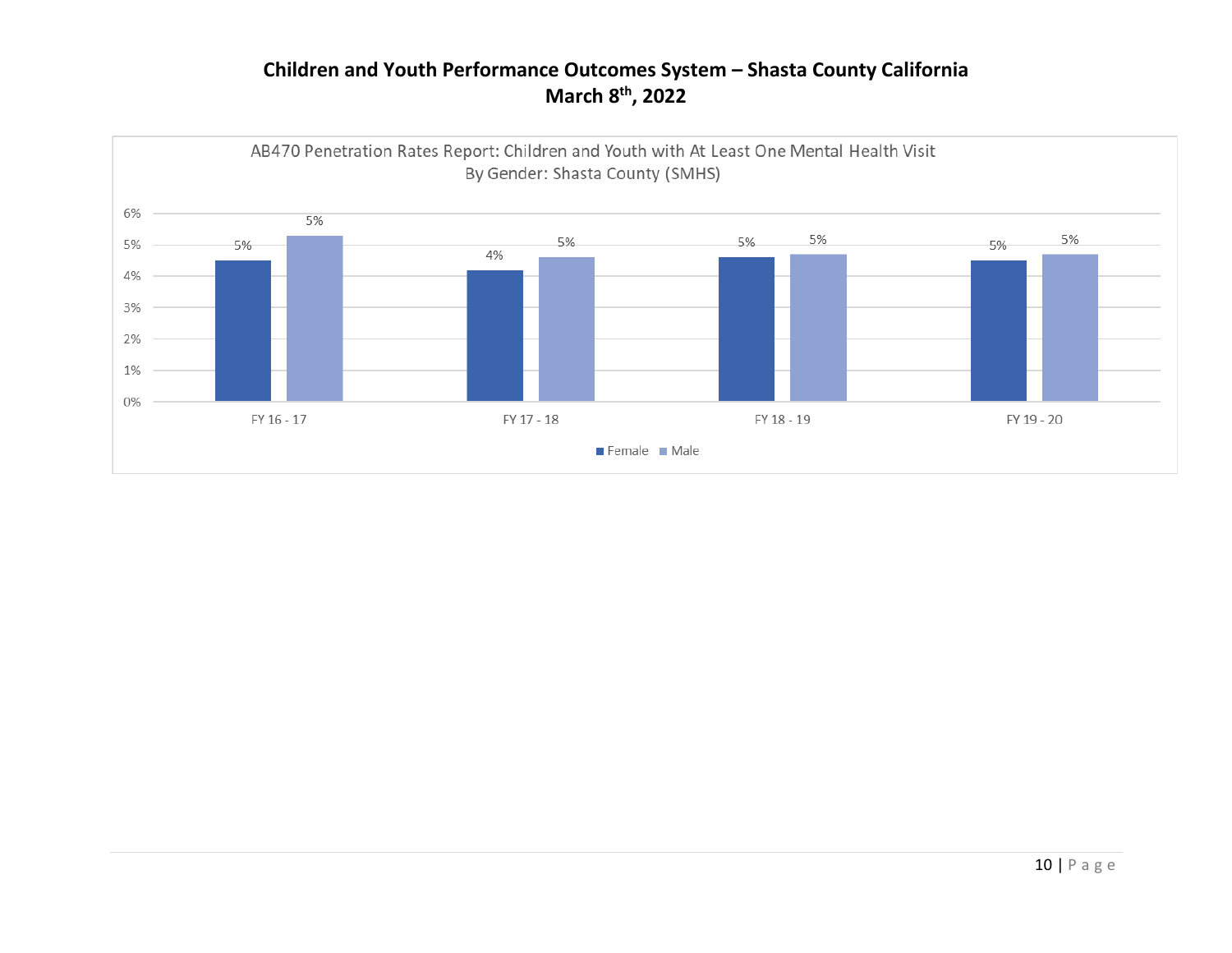**Children and Youth Performance Outcomes System – Shasta County California**
**March 8th, 2022**

AB470 Penetration Rates Report: Children and Youth with At Least One Mental Health Visit
By Gender: Shasta County (SMHS)

| | Female | Male |
|---|---|---|
| FY 16 - 17 | 5% | 5% |
| FY 17 - 18 | 4% | 5% |
| FY 18 - 19 | 5% | 5% |
| FY 19 - 20 | 5% | 5% |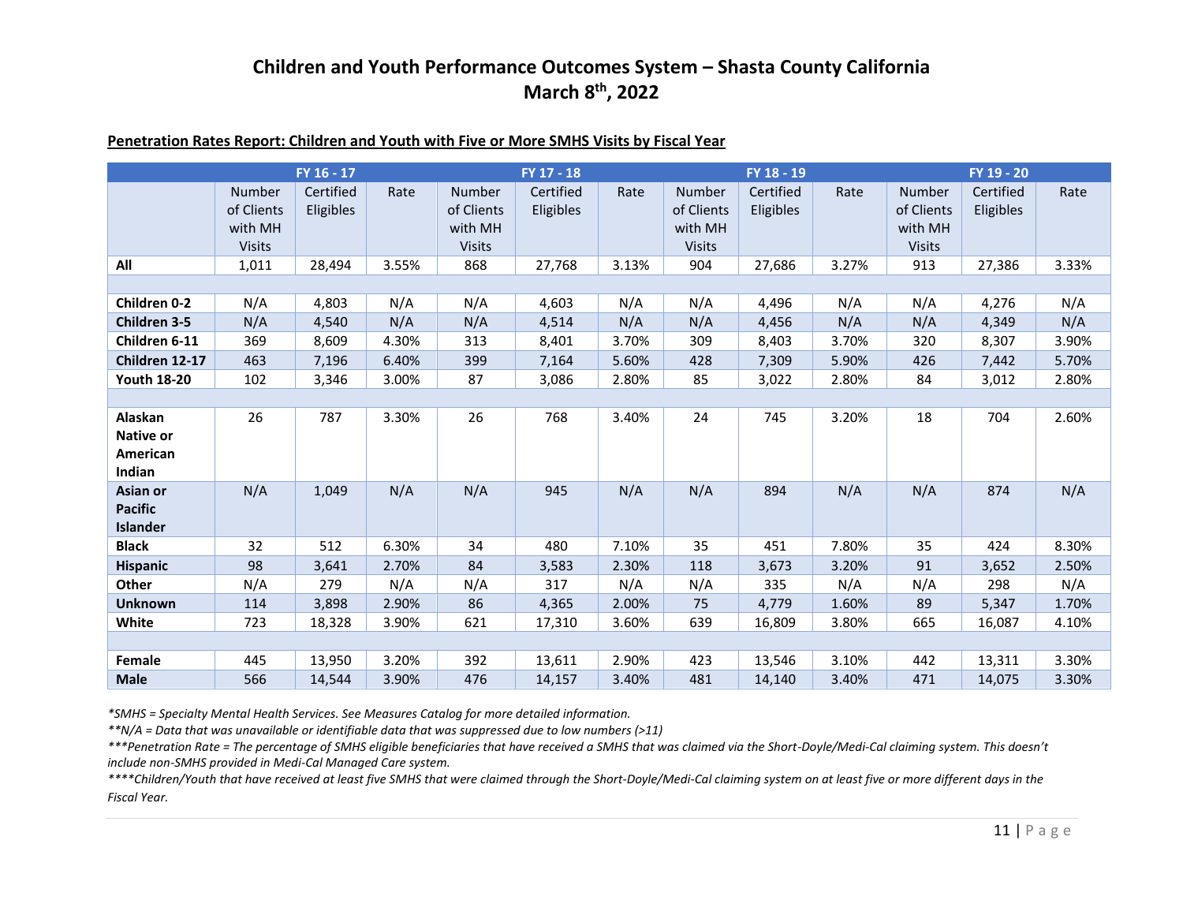# Children and Youth Performance Outcomes System – Shasta County California
## March 8th, 2022

**Penetration Rates Report: Children and Youth with Five or More SMHS Visits by Fiscal Year**

| | FY 16 - 17 | | | FY 17 - 18 | | | FY 18 - 19 | | | FY 19 - 20 | | |
|---|---|---|---|---|---|---|---|---|---|---|---|---|
| | Number of Clients with MH Visits | Certified Eligibles | Rate | Number of Clients with MH Visits | Certified Eligibles | Rate | Number of Clients with MH Visits | Certified Eligibles | Rate | Number of Clients with MH Visits | Certified Eligibles | Rate |
| **All** | 1,011 | 28,494 | 3.55% | 868 | 27,768 | 3.13% | 904 | 27,686 | 3.27% | 913 | 27,386 | 3.33% |
| | | | | | | | | | | | | |
| **Children 0-2** | N/A | 4,803 | N/A | N/A | 4,603 | N/A | N/A | 4,496 | N/A | N/A | 4,276 | N/A |
| **Children 3-5** | N/A | 4,540 | N/A | N/A | 4,514 | N/A | N/A | 4,456 | N/A | N/A | 4,349 | N/A |
| **Children 6-11** | 369 | 8,609 | 4.30% | 313 | 8,401 | 3.70% | 309 | 8,403 | 3.70% | 320 | 8,307 | 3.90% |
| **Children 12-17** | 463 | 7,196 | 6.40% | 399 | 7,164 | 5.60% | 428 | 7,309 | 5.90% | 426 | 7,442 | 5.70% |
| **Youth 18-20** | 102 | 3,346 | 3.00% | 87 | 3,086 | 2.80% | 85 | 3,022 | 2.80% | 84 | 3,012 | 2.80% |
| | | | | | | | | | | | | |
| **Alaskan Native or American Indian** | 26 | 787 | 3.30% | 26 | 768 | 3.40% | 24 | 745 | 3.20% | 18 | 704 | 2.60% |
| **Asian or Pacific Islander** | N/A | 1,049 | N/A | N/A | 945 | N/A | N/A | 894 | N/A | N/A | 874 | N/A |
| **Black** | 32 | 512 | 6.30% | 34 | 480 | 7.10% | 35 | 451 | 7.80% | 35 | 424 | 8.30% |
| **Hispanic** | 98 | 3,641 | 2.70% | 84 | 3,583 | 2.30% | 118 | 3,673 | 3.20% | 91 | 3,652 | 2.50% |
| **Other** | N/A | 279 | N/A | N/A | 317 | N/A | N/A | 335 | N/A | N/A | 298 | N/A |
| **Unknown** | 114 | 3,898 | 2.90% | 86 | 4,365 | 2.00% | 75 | 4,779 | 1.60% | 89 | 5,347 | 1.70% |
| **White** | 723 | 18,328 | 3.90% | 621 | 17,310 | 3.60% | 639 | 16,809 | 3.80% | 665 | 16,087 | 4.10% |
| | | | | | | | | | | | | |
| **Female** | 445 | 13,950 | 3.20% | 392 | 13,611 | 2.90% | 423 | 13,546 | 3.10% | 442 | 13,311 | 3.30% |
| **Male** | 566 | 14,544 | 3.90% | 476 | 14,157 | 3.40% | 481 | 14,140 | 3.40% | 471 | 14,075 | 3.30% |

*\*SMHS = Specialty Mental Health Services. See Measures Catalog for more detailed information.*

*\*\*N/A = Data that was unavailable or identifiable data that was suppressed due to low numbers (>11)*

*\*\*\*Penetration Rate = The percentage of SMHS eligible beneficiaries that have received a SMHS that was claimed via the Short-Doyle/Medi-Cal claiming system. This doesn't include non-SMHS provided in Medi-Cal Managed Care system.*

*\*\*\*\*Children/Youth that have received at least five SMHS that were claimed through the Short-Doyle/Medi-Cal claiming system on at least five or more different days in the Fiscal Year.*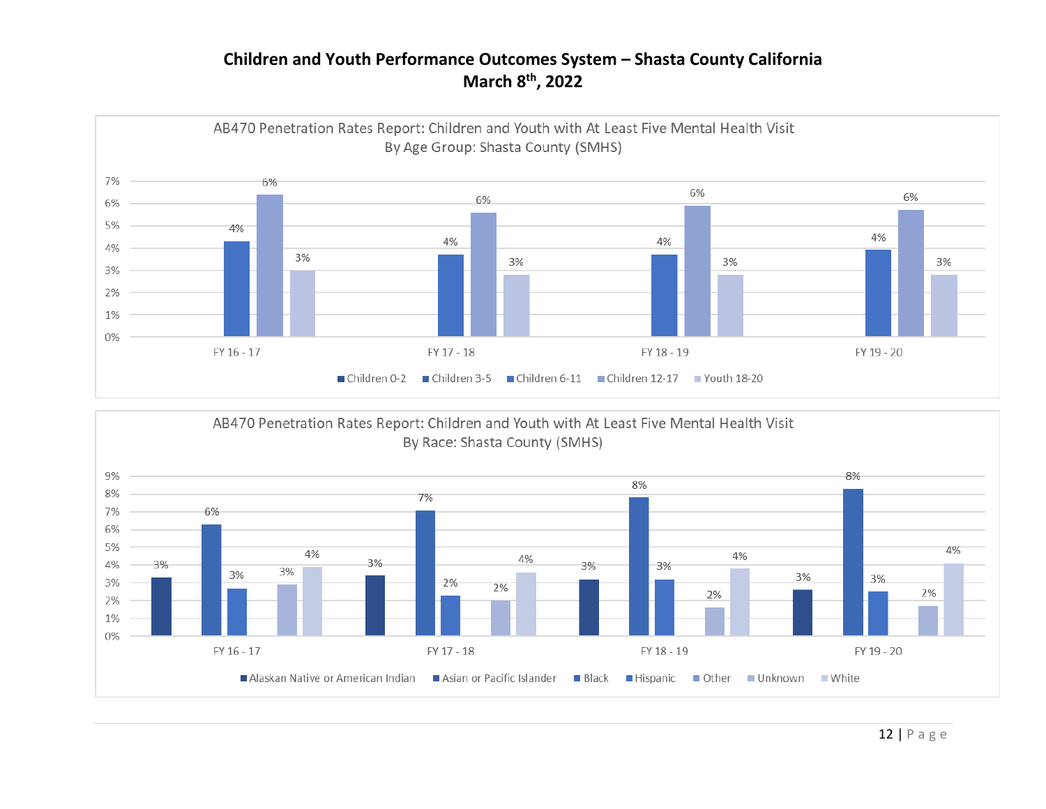# Children and Youth Performance Outcomes System – Shasta County California
## March 8th, 2022

### AB470 Penetration Rates Report: Children and Youth with At Least Five Mental Health Visit By Age Group: Shasta County (SMHS)

| | Children 0-2 | Children 3-5 | Children 6-11 | Children 12-17 | Youth 18-20 |
|---|---|---|---|---|---|
| FY 16 - 17 | | | 4% | 6% | 3% |
| FY 17 - 18 | | | 4% | 6% | 3% |
| FY 18 - 19 | | | 4% | 6% | 3% |
| FY 19 - 20 | | | 4% | 6% | 3% |

### AB470 Penetration Rates Report: Children and Youth with At Least Five Mental Health Visit By Race: Shasta County (SMHS)

| | Alaskan Native or American Indian | Asian or Pacific Islander | Black | Hispanic | Other | Unknown | White |
|---|---|---|---|---|---|---|---|
| FY 16 - 17 | 3% | | 6% | 3% | | 3% | 4% |
| FY 17 - 18 | 3% | | 7% | 2% | | 2% | 4% |
| FY 18 - 19 | 3% | | 8% | 3% | | 2% | 4% |
| FY 19 - 20 | 3% | | 8% | 3% | | 2% | 4% |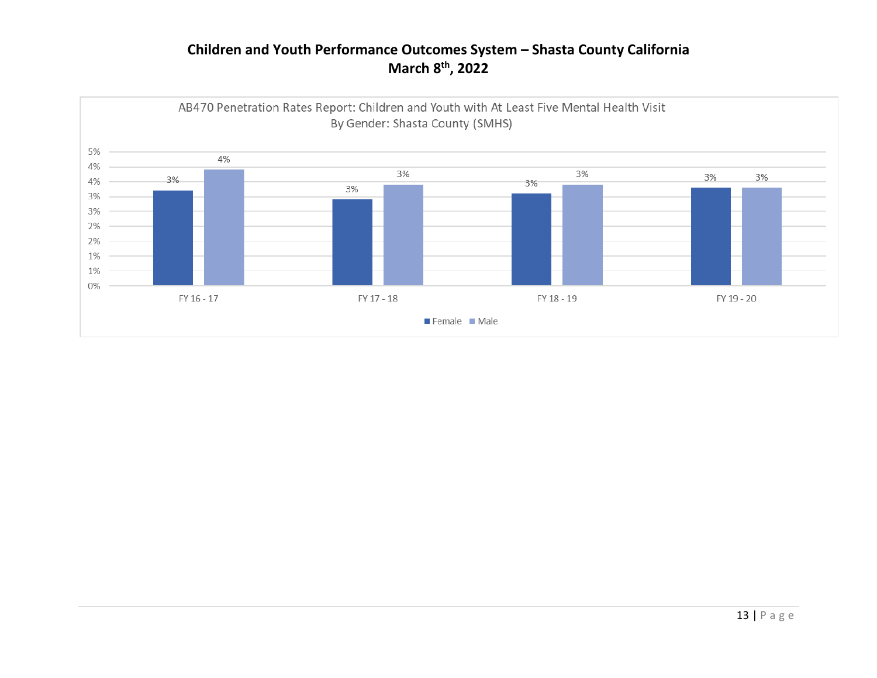# Children and Youth Performance Outcomes System – Shasta County California
## March 8th, 2022

AB470 Penetration Rates Report: Children and Youth with At Least Five Mental Health Visit
By Gender: Shasta County (SMHS)

| | Female | Male |
|---|---|---|
| FY 16 - 17 | 3% | 4% |
| FY 17 - 18 | 3% | 3% |
| FY 18 - 19 | 3% | 3% |
| FY 19 - 20 | 3% | 3% |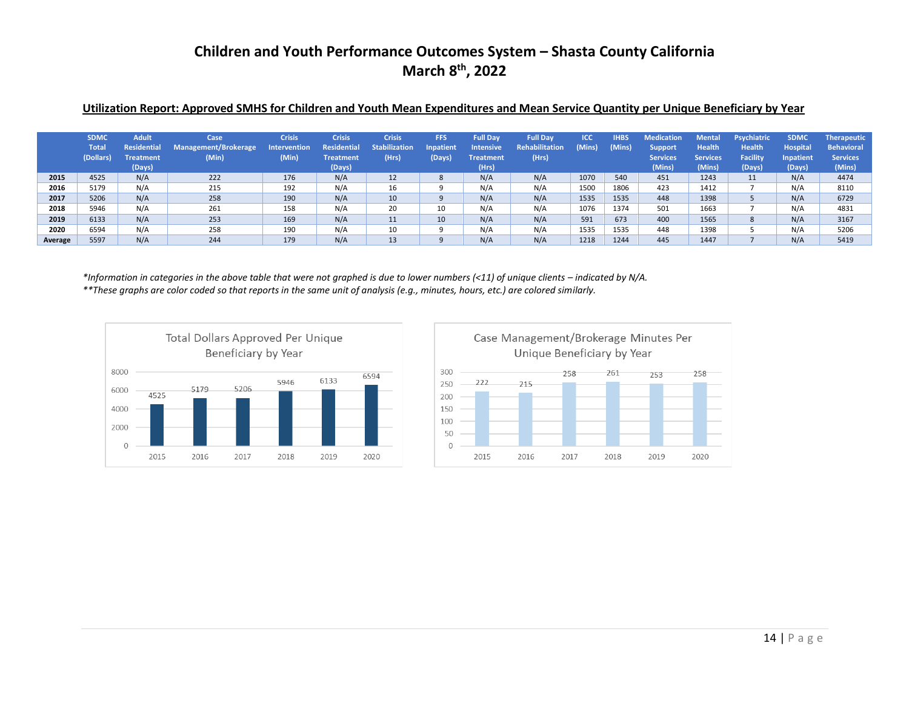# Children and Youth Performance Outcomes System – Shasta County California
## March 8th, 2022

### Utilization Report: Approved SMHS for Children and Youth Mean Expenditures and Mean Service Quantity per Unique Beneficiary by Year

| | SDMC Total (Dollars) | Adult Residential Treatment (Days) | Case Management/Brokerage (Min) | Crisis Intervention (Min) | Crisis Residential Treatment (Days) | Crisis Stabilization (Hrs) | FFS Inpatient (Days) | Full Day Intensive Treatment (Hrs) | Full Day Rehabilitation (Hrs) | ICC (Mins) | IHBS (Mins) | Medication Support Services (Mins) | Mental Health Services (Mins) | Psychiatric Health Facility (Days) | SDMC Hospital Inpatient (Days) | Therapeutic Behavioral Services (Mins) |
|---|---|---|---|---|---|---|---|---|---|---|---|---|---|---|---|---|
| **2015** | 4525 | N/A | 222 | 176 | N/A | 12 | 8 | N/A | N/A | 1070 | 540 | 451 | 1243 | 11 | N/A | 4474 |
| **2016** | 5179 | N/A | 215 | 192 | N/A | 16 | 9 | N/A | N/A | 1500 | 1806 | 423 | 1412 | 7 | N/A | 8110 |
| **2017** | 5206 | N/A | 258 | 190 | N/A | 10 | 9 | N/A | N/A | 1535 | 1535 | 448 | 1398 | 5 | N/A | 6729 |
| **2018** | 5946 | N/A | 261 | 158 | N/A | 20 | 10 | N/A | N/A | 1076 | 1374 | 501 | 1663 | 7 | N/A | 4831 |
| **2019** | 6133 | N/A | 253 | 169 | N/A | 11 | 10 | N/A | N/A | 591 | 673 | 400 | 1565 | 8 | N/A | 3167 |
| **2020** | 6594 | N/A | 258 | 190 | N/A | 10 | 9 | N/A | N/A | 1535 | 1535 | 448 | 1398 | 5 | N/A | 5206 |
| **Average** | 5597 | N/A | 244 | 179 | N/A | 13 | 9 | N/A | N/A | 1218 | 1244 | 445 | 1447 | 7 | N/A | 5419 |

*\*Information in categories in the above table that were not graphed is due to lower numbers (<11) of unique clients – indicated by N/A.*
*\*\*These graphs are color coded so that reports in the same unit of analysis (e.g., minutes, hours, etc.) are colored similarly.*

**Total Dollars Approved Per Unique Beneficiary by Year**

| Year | Dollars |
|---|---|
| 2015 | 4525 |
| 2016 | 5179 |
| 2017 | 5206 |
| 2018 | 5946 |
| 2019 | 6133 |
| 2020 | 6594 |

**Case Management/Brokerage Minutes Per Unique Beneficiary by Year**

| Year | Minutes |
|---|---|
| 2015 | 222 |
| 2016 | 215 |
| 2017 | 258 |
| 2018 | 261 |
| 2019 | 253 |
| 2020 | 258 |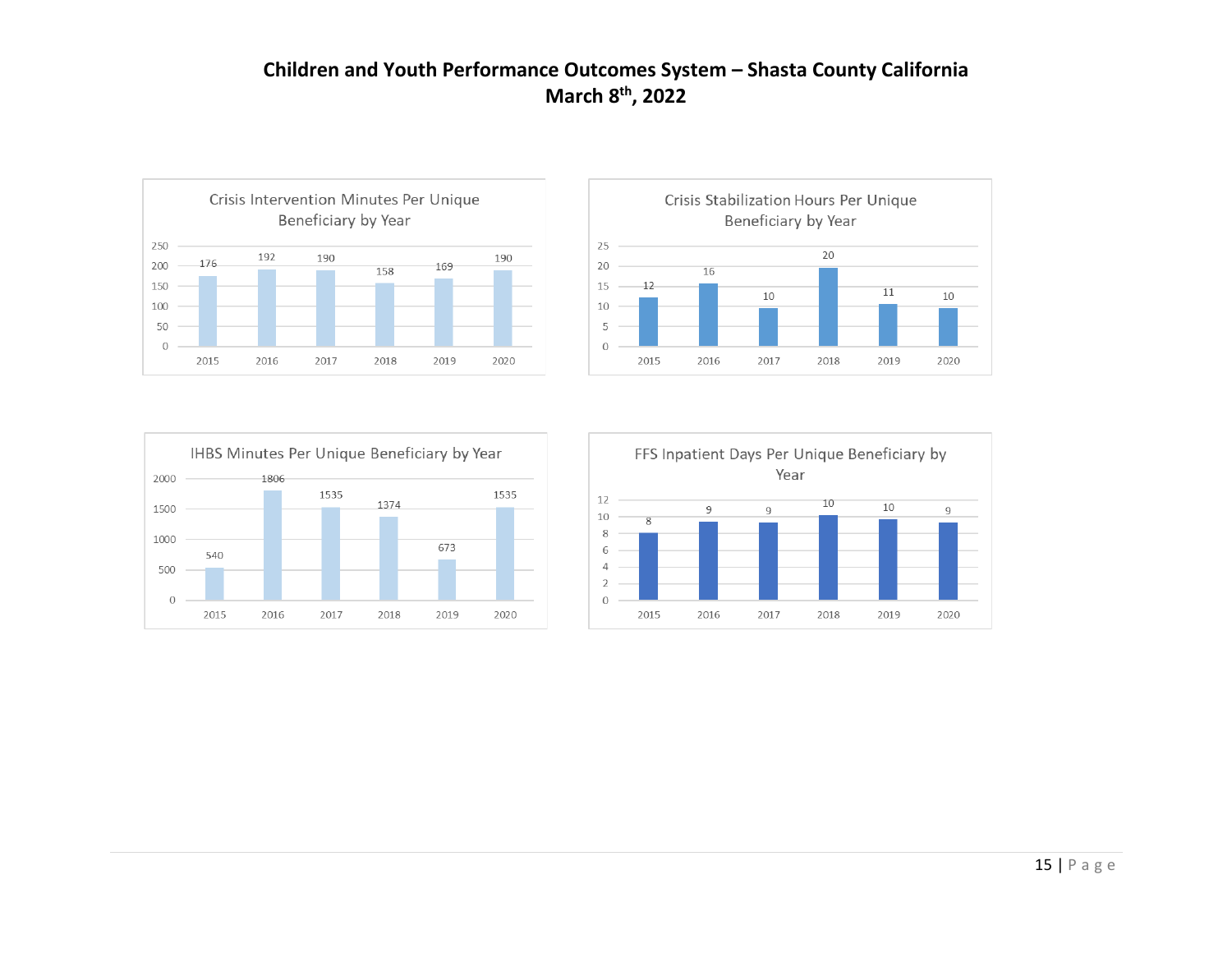**Children and Youth Performance Outcomes System – Shasta County California**
**March 8th, 2022**

Crisis Intervention Minutes Per Unique Beneficiary by Year

| Year | 2015 | 2016 | 2017 | 2018 | 2019 | 2020 |
|---|---|---|---|---|---|---|
| Minutes | 176 | 192 | 190 | 158 | 169 | 190 |

Crisis Stabilization Hours Per Unique Beneficiary by Year

| Year | 2015 | 2016 | 2017 | 2018 | 2019 | 2020 |
|---|---|---|---|---|---|---|
| Hours | 12 | 16 | 10 | 20 | 11 | 10 |

IHBS Minutes Per Unique Beneficiary by Year

| Year | 2015 | 2016 | 2017 | 2018 | 2019 | 2020 |
|---|---|---|---|---|---|---|
| Minutes | 540 | 1806 | 1535 | 1374 | 673 | 1535 |

FFS Inpatient Days Per Unique Beneficiary by Year

| Year | 2015 | 2016 | 2017 | 2018 | 2019 | 2020 |
|---|---|---|---|---|---|---|
| Days | 8 | 9 | 9 | 10 | 10 | 9 |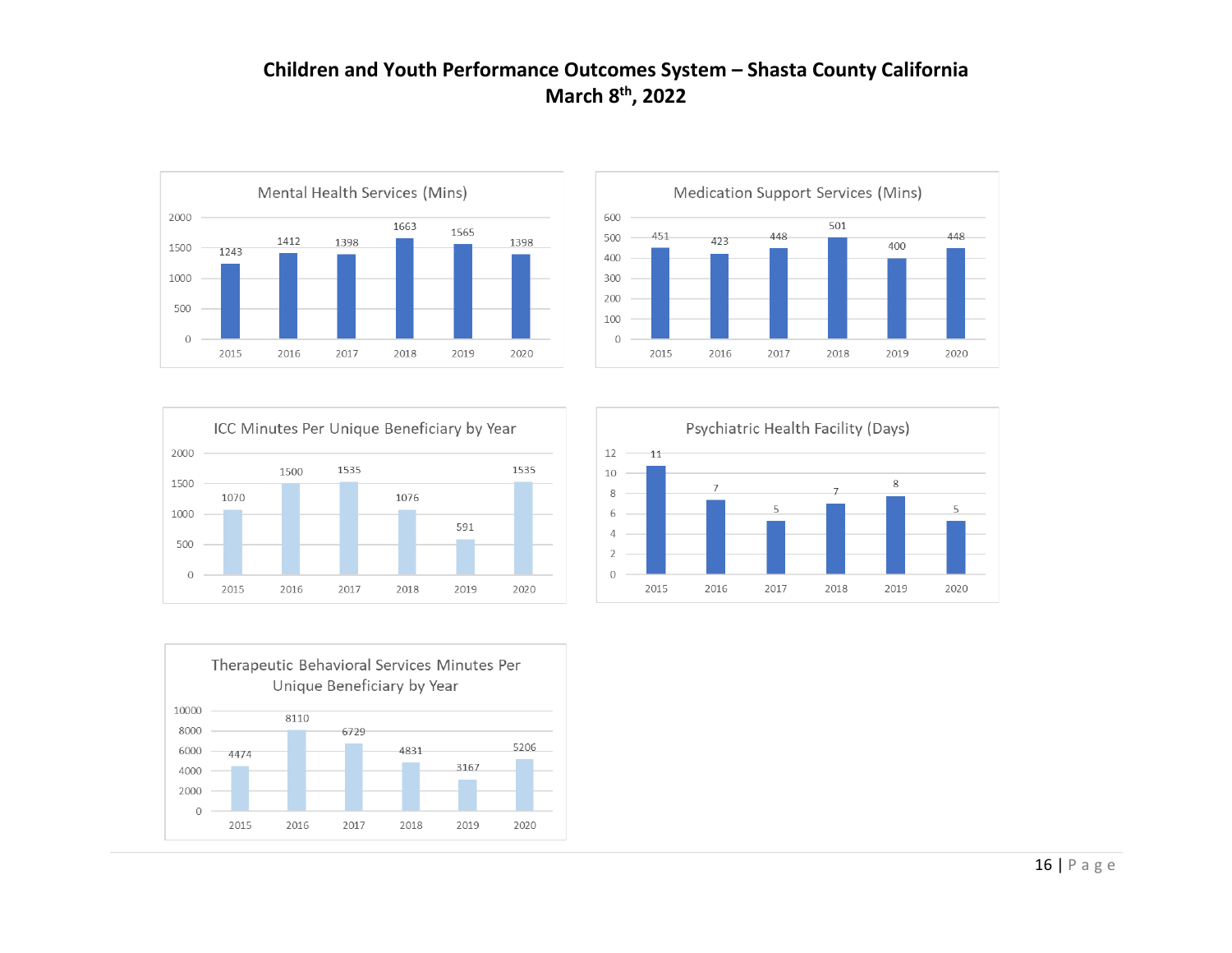# Children and Youth Performance Outcomes System – Shasta County California
## March 8th, 2022

**Mental Health Services (Mins)**

| Year | Minutes |
|---|---|
| 2015 | 1243 |
| 2016 | 1412 |
| 2017 | 1398 |
| 2018 | 1663 |
| 2019 | 1565 |
| 2020 | 1398 |

**Medication Support Services (Mins)**

| Year | Minutes |
|---|---|
| 2015 | 451 |
| 2016 | 423 |
| 2017 | 448 |
| 2018 | 501 |
| 2019 | 400 |
| 2020 | 448 |

**ICC Minutes Per Unique Beneficiary by Year**

| Year | Minutes |
|---|---|
| 2015 | 1070 |
| 2016 | 1500 |
| 2017 | 1535 |
| 2018 | 1076 |
| 2019 | 591 |
| 2020 | 1535 |

**Psychiatric Health Facility (Days)**

| Year | Days |
|---|---|
| 2015 | 11 |
| 2016 | 7 |
| 2017 | 5 |
| 2018 | 7 |
| 2019 | 8 |
| 2020 | 5 |

**Therapeutic Behavioral Services Minutes Per Unique Beneficiary by Year**

| Year | Minutes |
|---|---|
| 2015 | 4474 |
| 2016 | 8110 |
| 2017 | 6729 |
| 2018 | 4831 |
| 2019 | 3167 |
| 2020 | 5206 |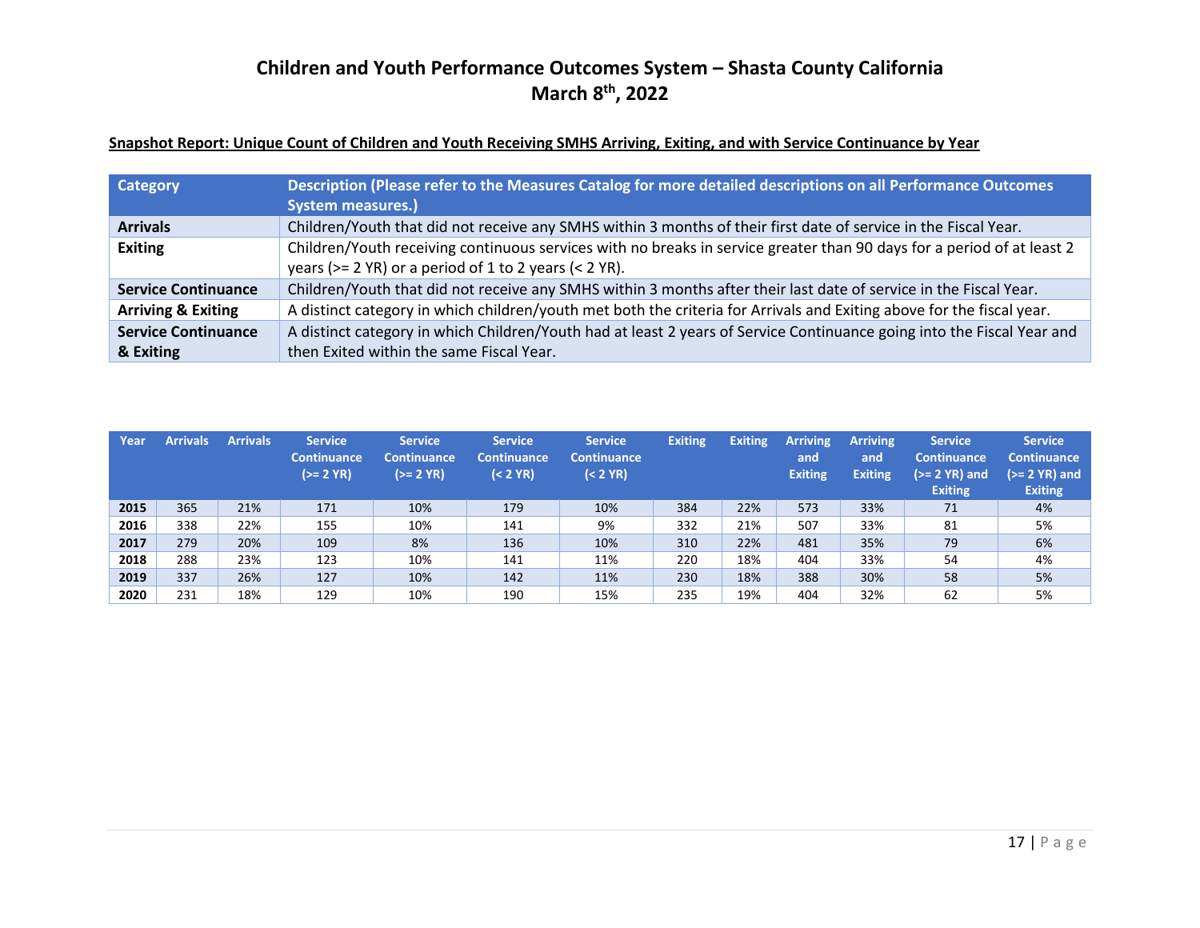# Children and Youth Performance Outcomes System – Shasta County California
# March 8th, 2022

**Snapshot Report: Unique Count of Children and Youth Receiving SMHS Arriving, Exiting, and with Service Continuance by Year**

| Category | Description (Please refer to the Measures Catalog for more detailed descriptions on all Performance Outcomes System measures.) |
|---|---|
| **Arrivals** | Children/Youth that did not receive any SMHS within 3 months of their first date of service in the Fiscal Year. |
| **Exiting** | Children/Youth receiving continuous services with no breaks in service greater than 90 days for a period of at least 2 years (>= 2 YR) or a period of 1 to 2 years (< 2 YR). |
| **Service Continuance** | Children/Youth that did not receive any SMHS within 3 months after their last date of service in the Fiscal Year. |
| **Arriving & Exiting** | A distinct category in which children/youth met both the criteria for Arrivals and Exiting above for the fiscal year. |
| **Service Continuance & Exiting** | A distinct category in which Children/Youth had at least 2 years of Service Continuance going into the Fiscal Year and then Exited within the same Fiscal Year. |

| Year | Arrivals | Arrivals | Service Continuance (>= 2 YR) | Service Continuance (>= 2 YR) | Service Continuance (< 2 YR) | Service Continuance (< 2 YR) | Exiting | Exiting | Arriving and Exiting | Arriving and Exiting | Service Continuance (>= 2 YR) and Exiting | Service Continuance (>= 2 YR) and Exiting |
|---|---|---|---|---|---|---|---|---|---|---|---|---|
| **2015** | 365 | 21% | 171 | 10% | 179 | 10% | 384 | 22% | 573 | 33% | 71 | 4% |
| **2016** | 338 | 22% | 155 | 10% | 141 | 9% | 332 | 21% | 507 | 33% | 81 | 5% |
| **2017** | 279 | 20% | 109 | 8% | 136 | 10% | 310 | 22% | 481 | 35% | 79 | 6% |
| **2018** | 288 | 23% | 123 | 10% | 141 | 11% | 220 | 18% | 404 | 33% | 54 | 4% |
| **2019** | 337 | 26% | 127 | 10% | 142 | 11% | 230 | 18% | 388 | 30% | 58 | 5% |
| **2020** | 231 | 18% | 129 | 10% | 190 | 15% | 235 | 19% | 404 | 32% | 62 | 5% |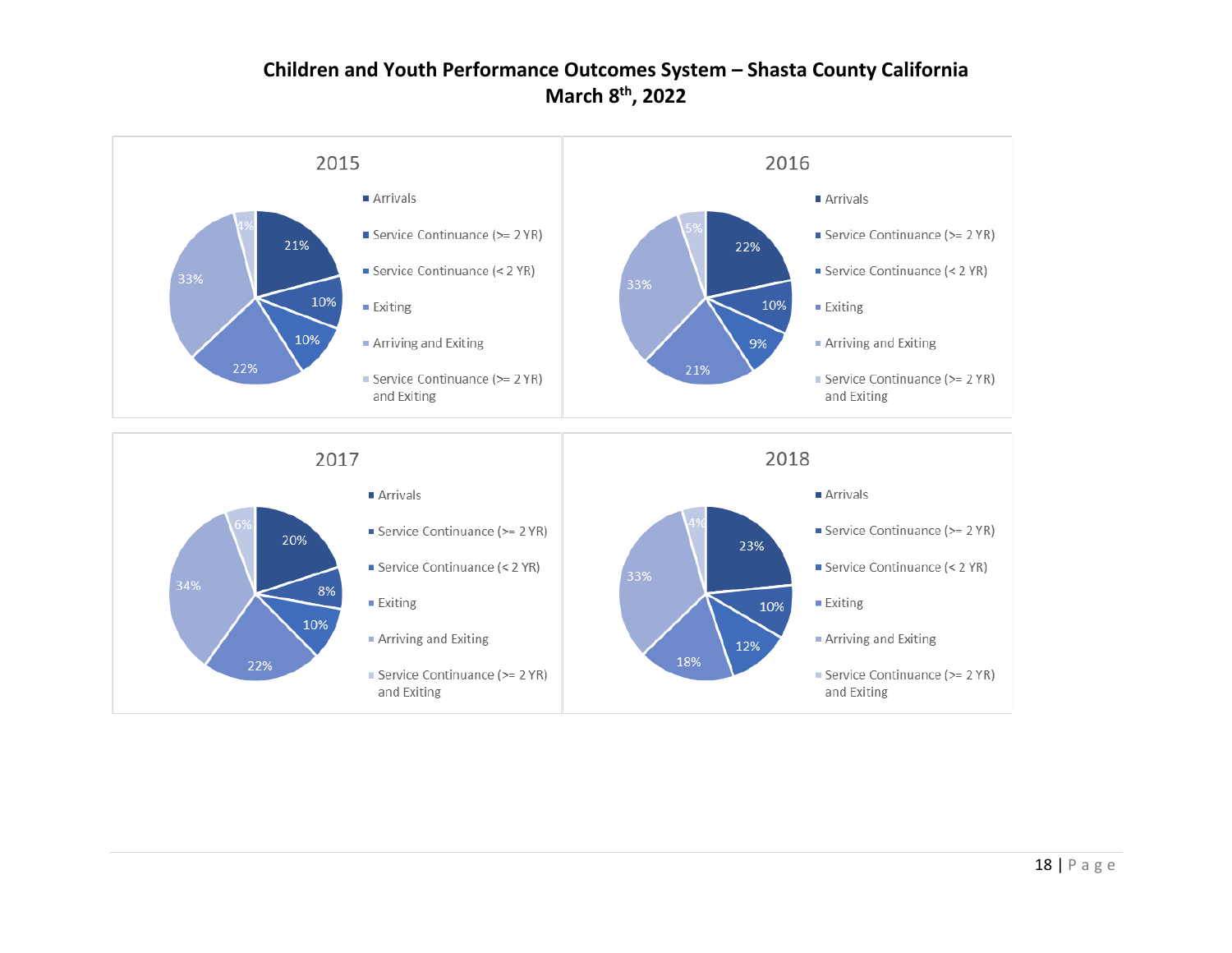# Children and Youth Performance Outcomes System – Shasta County California
## March 8th, 2022

### 2015

| Category | Percentage |
|---|---|
| Arrivals | 21% |
| Service Continuance (>= 2 YR) | 10% |
| Service Continuance (< 2 YR) | 10% |
| Exiting | 22% |
| Arriving and Exiting | 33% |
| Service Continuance (>= 2 YR) and Exiting | 4% |

### 2016

| Category | Percentage |
|---|---|
| Arrivals | 22% |
| Service Continuance (>= 2 YR) | 10% |
| Service Continuance (< 2 YR) | 9% |
| Exiting | 21% |
| Arriving and Exiting | 33% |
| Service Continuance (>= 2 YR) and Exiting | 5% |

### 2017

| Category | Percentage |
|---|---|
| Arrivals | 20% |
| Service Continuance (>= 2 YR) | 8% |
| Service Continuance (< 2 YR) | 10% |
| Exiting | 22% |
| Arriving and Exiting | 34% |
| Service Continuance (>= 2 YR) and Exiting | 6% |

### 2018

| Category | Percentage |
|---|---|
| Arrivals | 23% |
| Service Continuance (>= 2 YR) | 10% |
| Service Continuance (< 2 YR) | 12% |
| Exiting | 18% |
| Arriving and Exiting | 33% |
| Service Continuance (>= 2 YR) and Exiting | 4% |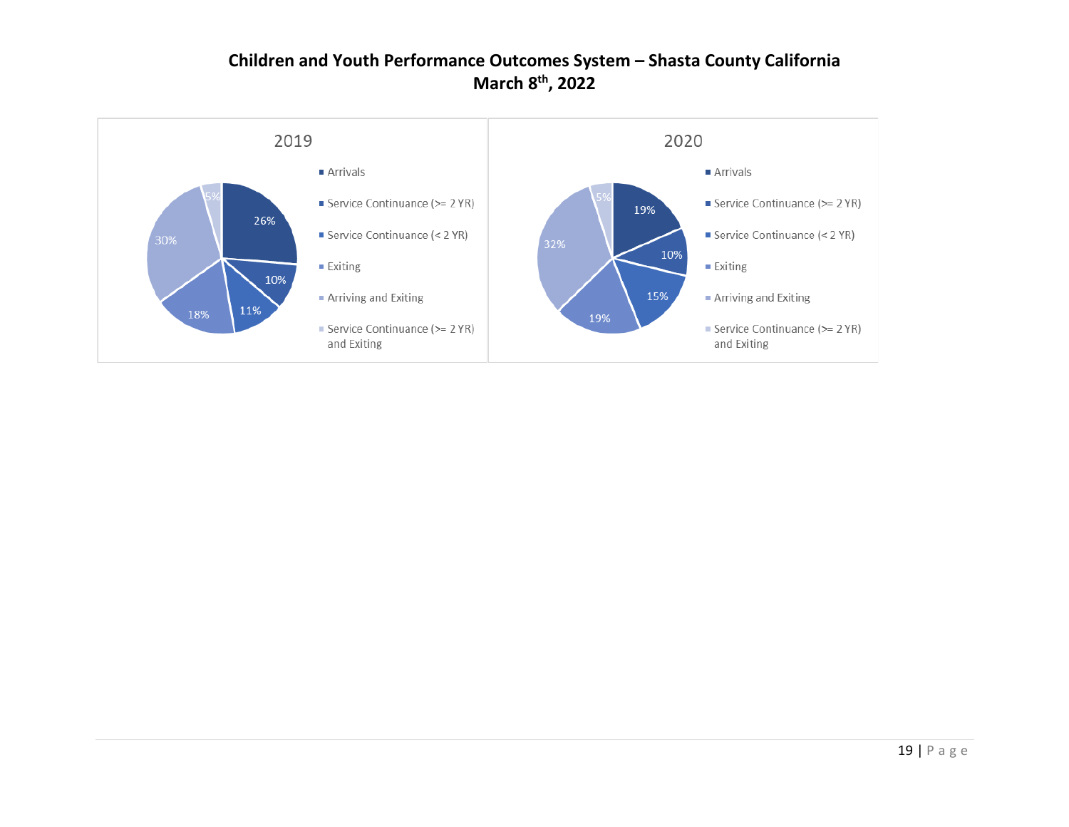# Children and Youth Performance Outcomes System – Shasta County California
## March 8th, 2022

### 2019

| Category | Percentage |
|---|---|
| Arrivals | 26% |
| Service Continuance (>= 2 YR) | 10% |
| Service Continuance (< 2 YR) | 11% |
| Exiting | 18% |
| Arriving and Exiting | 30% |
| Service Continuance (>= 2 YR) and Exiting | 5% |

### 2020

| Category | Percentage |
|---|---|
| Arrivals | 19% |
| Service Continuance (>= 2 YR) | 10% |
| Service Continuance (< 2 YR) | 15% |
| Exiting | 19% |
| Arriving and Exiting | 32% |
| Service Continuance (>= 2 YR) and Exiting | 5% |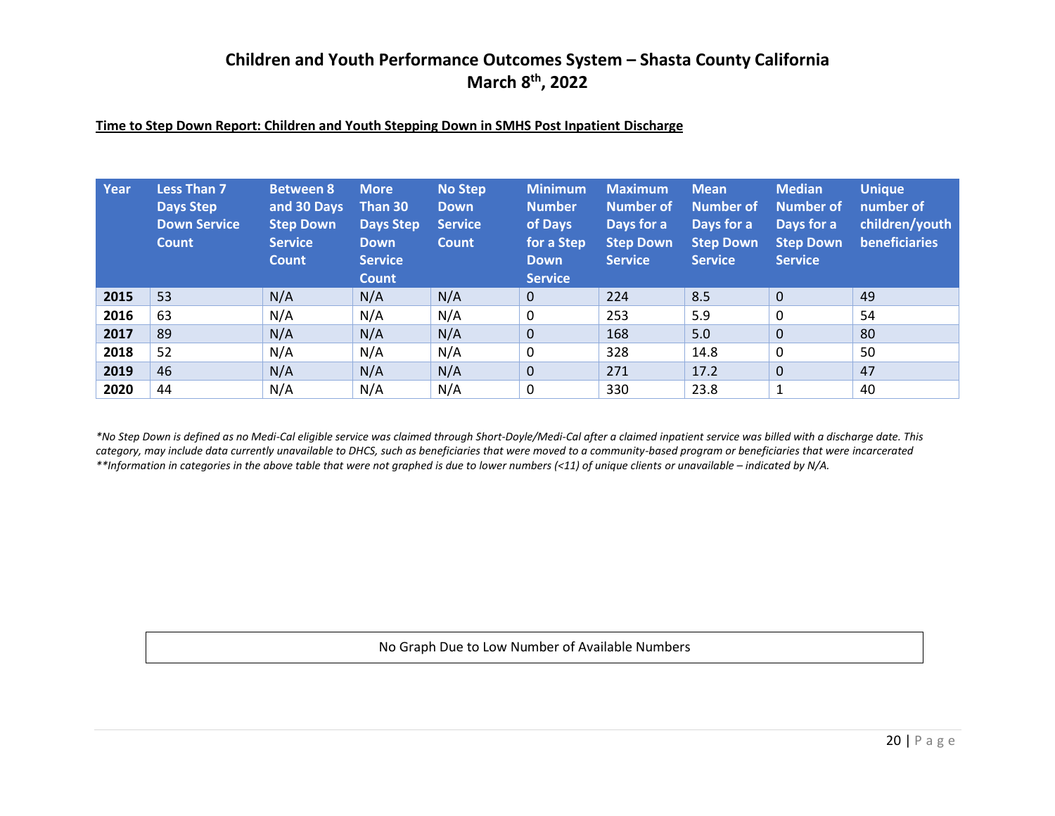# Children and Youth Performance Outcomes System – Shasta County California
# March 8th, 2022

**Time to Step Down Report: Children and Youth Stepping Down in SMHS Post Inpatient Discharge**

| Year | Less Than 7 Days Step Down Service Count | Between 8 and 30 Days Step Down Service Count | More Than 30 Days Step Down Service Count | No Step Down Service Count | Minimum Number of Days for a Step Down Service | Maximum Number of Days for a Step Down Service | Mean Number of Days for a Step Down Service | Median Number of Days for a Step Down Service | Unique number of children/youth beneficiaries |
|---|---|---|---|---|---|---|---|---|---|
| **2015** | 53 | N/A | N/A | N/A | 0 | 224 | 8.5 | 0 | 49 |
| **2016** | 63 | N/A | N/A | N/A | 0 | 253 | 5.9 | 0 | 54 |
| **2017** | 89 | N/A | N/A | N/A | 0 | 168 | 5.0 | 0 | 80 |
| **2018** | 52 | N/A | N/A | N/A | 0 | 328 | 14.8 | 0 | 50 |
| **2019** | 46 | N/A | N/A | N/A | 0 | 271 | 17.2 | 0 | 47 |
| **2020** | 44 | N/A | N/A | N/A | 0 | 330 | 23.8 | 1 | 40 |

*\*No Step Down is defined as no Medi-Cal eligible service was claimed through Short-Doyle/Medi-Cal after a claimed inpatient service was billed with a discharge date. This category, may include data currently unavailable to DHCS, such as beneficiaries that were moved to a community-based program or beneficiaries that were incarcerated*
*\*\*Information in categories in the above table that were not graphed is due to lower numbers (<11) of unique clients or unavailable – indicated by N/A.*

No Graph Due to Low Number of Available Numbers